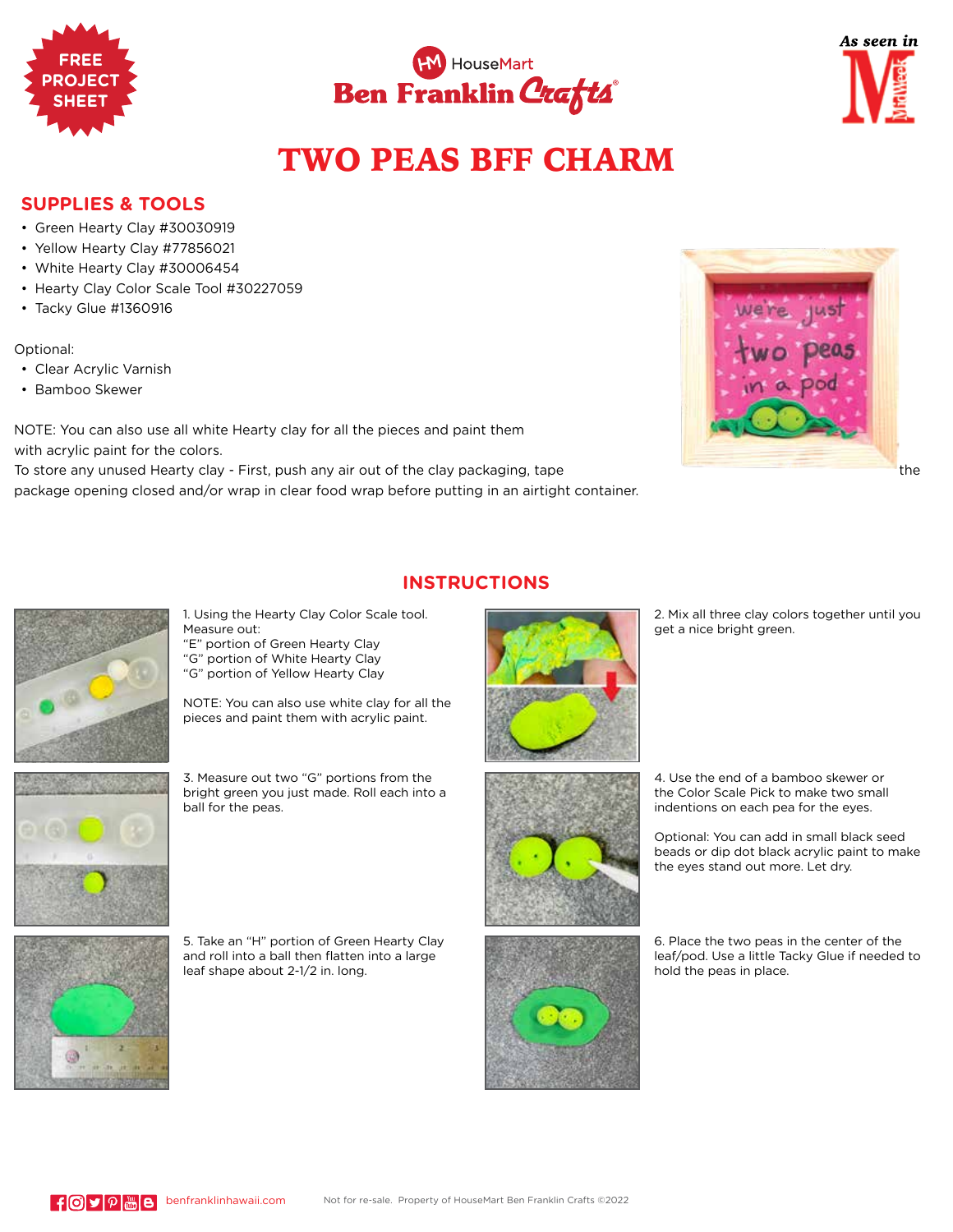FREE PROJECT SHEET

HouseMart Ben Franklin Crafts

As seen in MidWeek

# TWO PEAS BFF CHARM

## SUPPLIES & TOOLS

- Green Hearty Clay #30030919
- Yellow Hearty Clay #77856021
- White Hearty Clay #30006454
- Hearty Clay Color Scale Tool #30227059
- Tacky Glue #1360916

Optional:

- Clear Acrylic Varnish
- Bamboo Skewer

NOTE: You can also use all white Hearty clay for all the pieces and paint them with acrylic paint for the colors.
To store any unused Hearty clay - First, push any air out of the clay packaging, tape the package opening closed and/or wrap in clear food wrap before putting in an airtight container.

## INSTRUCTIONS

1. Using the Hearty Clay Color Scale tool. Measure out:
"E" portion of Green Hearty Clay
"G" portion of White Hearty Clay
"G" portion of Yellow Hearty Clay

NOTE: You can also use white clay for all the pieces and paint them with acrylic paint.

2. Mix all three clay colors together until you get a nice bright green.

3. Measure out two "G" portions from the bright green you just made. Roll each into a ball for the peas.

4. Use the end of a bamboo skewer or the Color Scale Pick to make two small indentions on each pea for the eyes.

Optional: You can add in small black seed beads or dip dot black acrylic paint to make the eyes stand out more. Let dry.

5. Take an "H" portion of Green Hearty Clay and roll into a ball then flatten into a large leaf shape about 2-1/2 in. long.

6. Place the two peas in the center of the leaf/pod. Use a little Tacky Glue if needed to hold the peas in place.

benfranklinhawaii.com Not for re-sale. Property of HouseMart Ben Franklin Crafts ©2022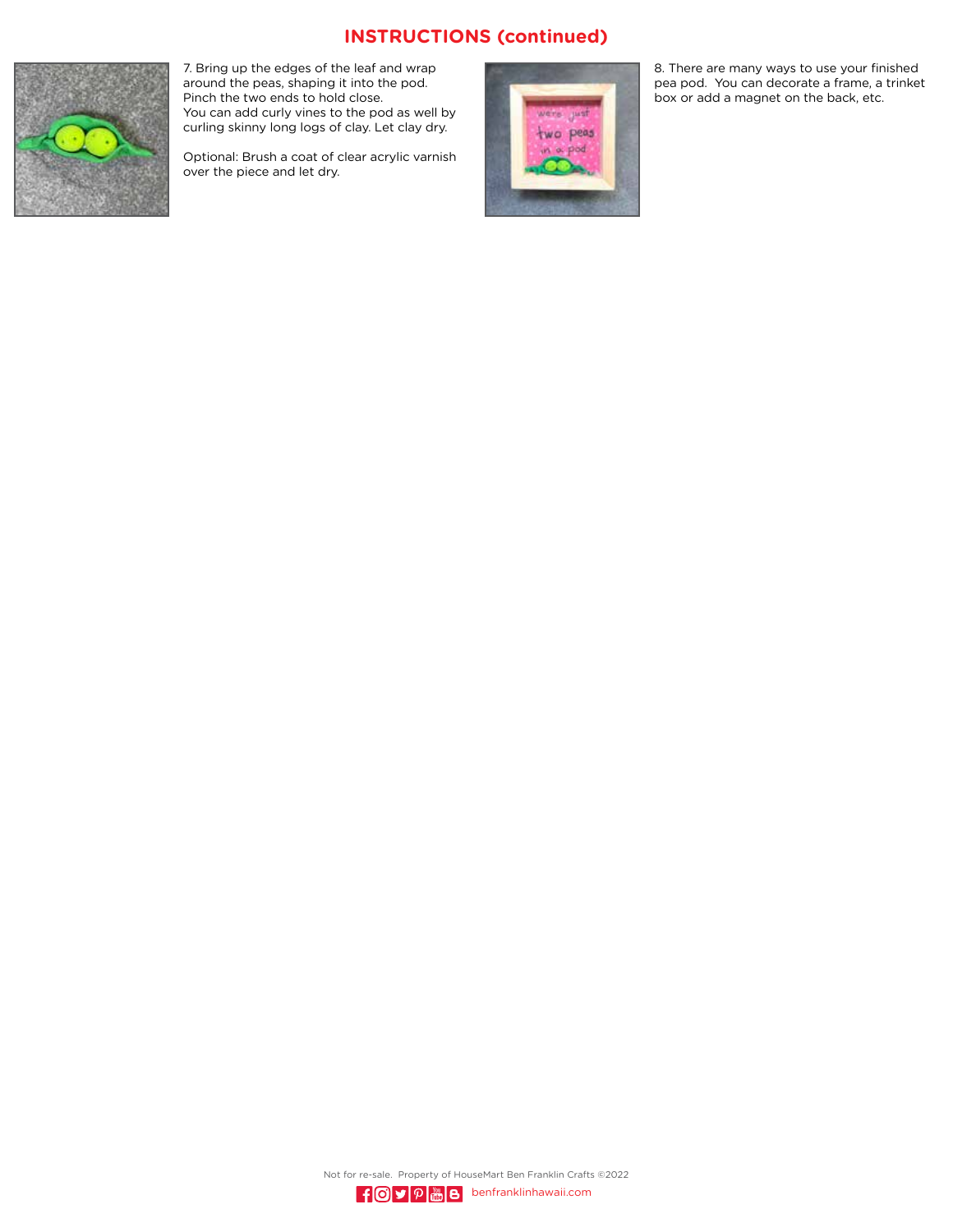## INSTRUCTIONS (continued)

7. Bring up the edges of the leaf and wrap around the peas, shaping it into the pod. Pinch the two ends to hold close.
You can add curly vines to the pod as well by curling skinny long logs of clay. Let clay dry.

Optional: Brush a coat of clear acrylic varnish over the piece and let dry.

8. There are many ways to use your finished pea pod. You can decorate a frame, a trinket box or add a magnet on the back, etc.

Not for re-sale. Property of HouseMart Ben Franklin Crafts ©2022

benfranklinhawaii.com